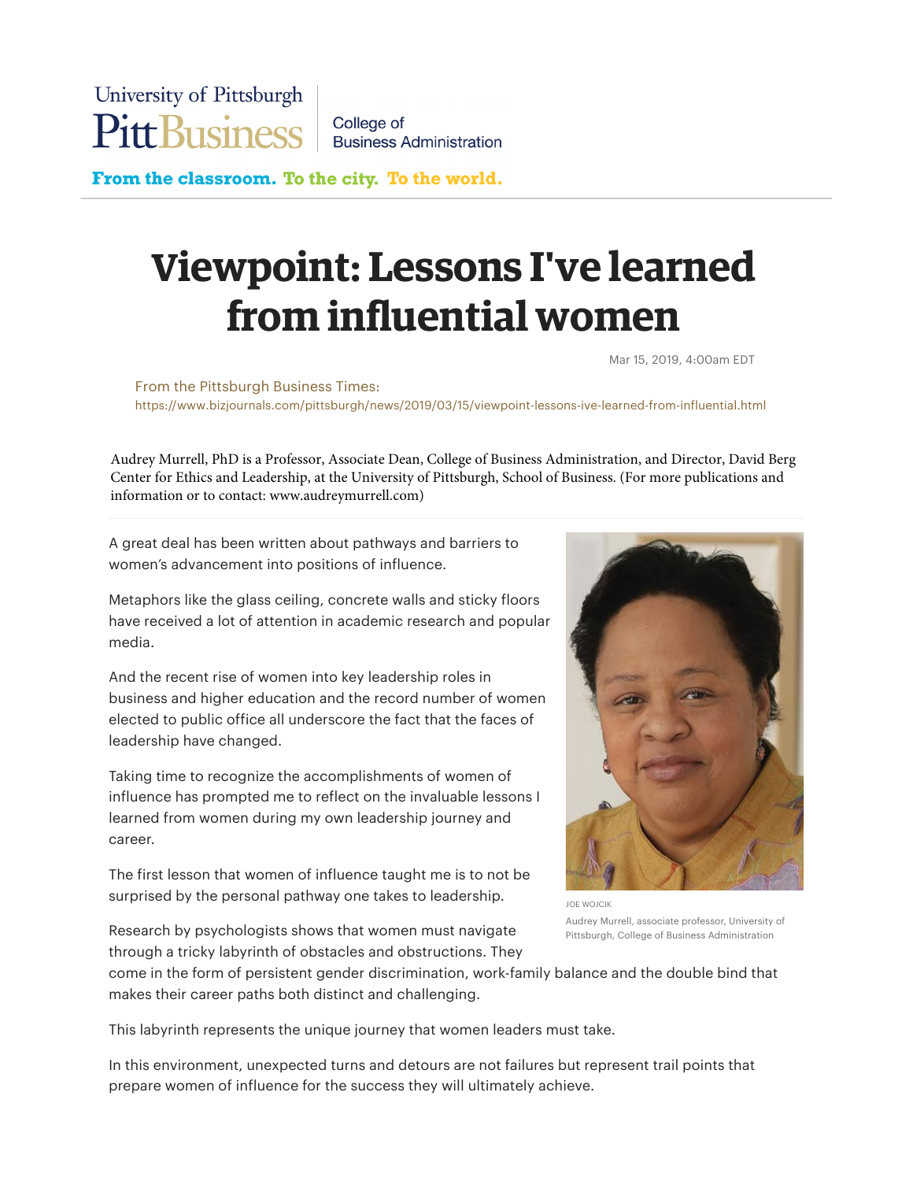University of Pittsburgh
PittBusiness | College of Business Administration

From the classroom. To the city. To the world.

# Viewpoint: Lessons I've learned from influential women

Mar 15, 2019, 4:00am EDT

From the Pittsburgh Business Times:
https://www.bizjournals.com/pittsburgh/news/2019/03/15/viewpoint-lessons-ive-learned-from-influential.html

Audrey Murrell, PhD is a Professor, Associate Dean, College of Business Administration, and Director, David Berg Center for Ethics and Leadership, at the University of Pittsburgh, School of Business. (For more publications and information or to contact: www.audreymurrell.com)

---

A great deal has been written about pathways and barriers to women's advancement into positions of influence.

Metaphors like the glass ceiling, concrete walls and sticky floors have received a lot of attention in academic research and popular media.

And the recent rise of women into key leadership roles in business and higher education and the record number of women elected to public office all underscore the fact that the faces of leadership have changed.

Taking time to recognize the accomplishments of women of influence has prompted me to reflect on the invaluable lessons I learned from women during my own leadership journey and career.

The first lesson that women of influence taught me is to not be surprised by the personal pathway one takes to leadership.

JOE WOJCIK

Audrey Murrell, associate professor, University of Pittsburgh, College of Business Administration

Research by psychologists shows that women must navigate through a tricky labyrinth of obstacles and obstructions. They come in the form of persistent gender discrimination, work-family balance and the double bind that makes their career paths both distinct and challenging.

This labyrinth represents the unique journey that women leaders must take.

In this environment, unexpected turns and detours are not failures but represent trail points that prepare women of influence for the success they will ultimately achieve.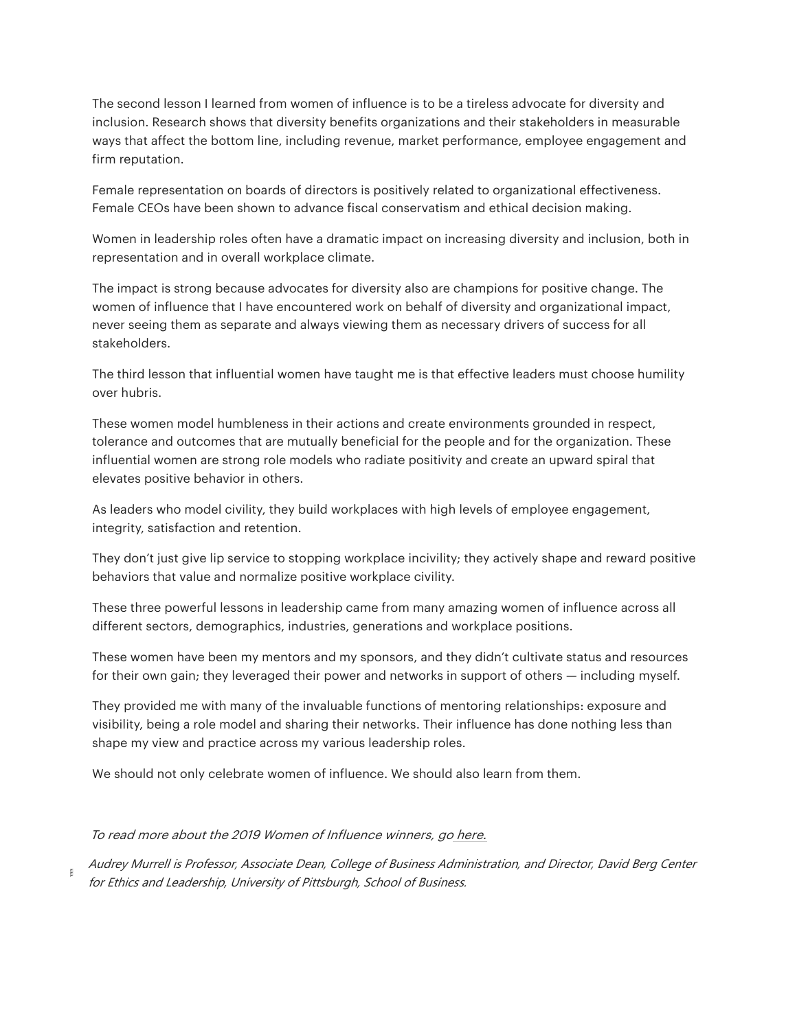The second lesson I learned from women of influence is to be a tireless advocate for diversity and inclusion. Research shows that diversity benefits organizations and their stakeholders in measurable ways that affect the bottom line, including revenue, market performance, employee engagement and firm reputation.

Female representation on boards of directors is positively related to organizational effectiveness. Female CEOs have been shown to advance fiscal conservatism and ethical decision making.

Women in leadership roles often have a dramatic impact on increasing diversity and inclusion, both in representation and in overall workplace climate.

The impact is strong because advocates for diversity also are champions for positive change. The women of influence that I have encountered work on behalf of diversity and organizational impact, never seeing them as separate and always viewing them as necessary drivers of success for all stakeholders.

The third lesson that influential women have taught me is that effective leaders must choose humility over hubris.

These women model humbleness in their actions and create environments grounded in respect, tolerance and outcomes that are mutually beneficial for the people and for the organization. These influential women are strong role models who radiate positivity and create an upward spiral that elevates positive behavior in others.

As leaders who model civility, they build workplaces with high levels of employee engagement, integrity, satisfaction and retention.

They don't just give lip service to stopping workplace incivility; they actively shape and reward positive behaviors that value and normalize positive workplace civility.

These three powerful lessons in leadership came from many amazing women of influence across all different sectors, demographics, industries, generations and workplace positions.

These women have been my mentors and my sponsors, and they didn't cultivate status and resources for their own gain; they leveraged their power and networks in support of others — including myself.

They provided me with many of the invaluable functions of mentoring relationships: exposure and visibility, being a role model and sharing their networks. Their influence has done nothing less than shape my view and practice across my various leadership roles.

We should not only celebrate women of influence. We should also learn from them.

*To read more about the 2019 Women of Influence winners, go here.*

*Audrey Murrell is Professor, Associate Dean, College of Business Administration, and Director, David Berg Center for Ethics and Leadership, University of Pittsburgh, School of Business.*